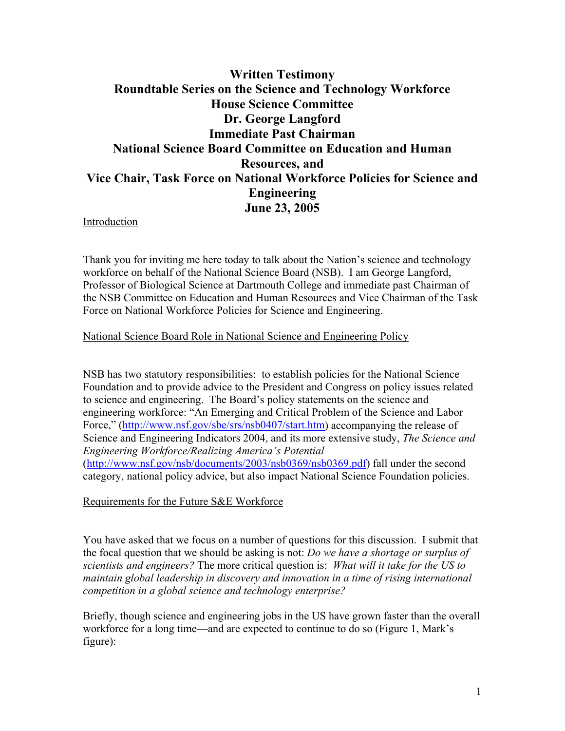# Written Testimony
# Roundtable Series on the Science and Technology Workforce
# House Science Committee
# Dr. George Langford
# Immediate Past Chairman
# National Science Board Committee on Education and Human Resources, and
# Vice Chair, Task Force on National Workforce Policies for Science and Engineering
# June 23, 2005

## Introduction

Thank you for inviting me here today to talk about the Nation's science and technology workforce on behalf of the National Science Board (NSB). I am George Langford, Professor of Biological Science at Dartmouth College and immediate past Chairman of the NSB Committee on Education and Human Resources and Vice Chairman of the Task Force on National Workforce Policies for Science and Engineering.

## National Science Board Role in National Science and Engineering Policy

NSB has two statutory responsibilities: to establish policies for the National Science Foundation and to provide advice to the President and Congress on policy issues related to science and engineering. The Board's policy statements on the science and engineering workforce: "An Emerging and Critical Problem of the Science and Labor Force," (http://www.nsf.gov/sbe/srs/nsb0407/start.htm) accompanying the release of Science and Engineering Indicators 2004, and its more extensive study, *The Science and Engineering Workforce/Realizing America's Potential* (http://www.nsf.gov/nsb/documents/2003/nsb0369/nsb0369.pdf) fall under the second category, national policy advice, but also impact National Science Foundation policies.

## Requirements for the Future S&E Workforce

You have asked that we focus on a number of questions for this discussion. I submit that the focal question that we should be asking is not: *Do we have a shortage or surplus of scientists and engineers?* The more critical question is: *What will it take for the US to maintain global leadership in discovery and innovation in a time of rising international competition in a global science and technology enterprise?*

Briefly, though science and engineering jobs in the US have grown faster than the overall workforce for a long time—and are expected to continue to do so (Figure 1, Mark's figure):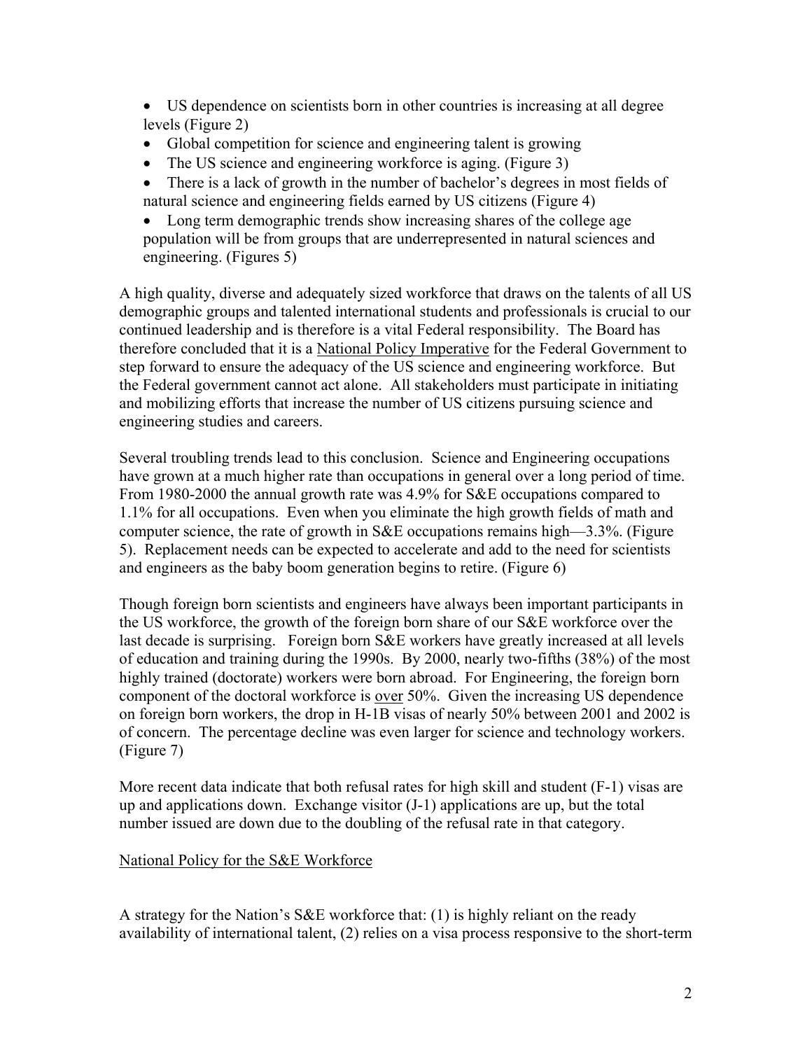- US dependence on scientists born in other countries is increasing at all degree levels (Figure 2)
- Global competition for science and engineering talent is growing
- The US science and engineering workforce is aging. (Figure 3)
- There is a lack of growth in the number of bachelor's degrees in most fields of natural science and engineering fields earned by US citizens (Figure 4)
- Long term demographic trends show increasing shares of the college age population will be from groups that are underrepresented in natural sciences and engineering. (Figures 5)

A high quality, diverse and adequately sized workforce that draws on the talents of all US demographic groups and talented international students and professionals is crucial to our continued leadership and is therefore is a vital Federal responsibility. The Board has therefore concluded that it is a <u>National Policy Imperative</u> for the Federal Government to step forward to ensure the adequacy of the US science and engineering workforce. But the Federal government cannot act alone. All stakeholders must participate in initiating and mobilizing efforts that increase the number of US citizens pursuing science and engineering studies and careers.

Several troubling trends lead to this conclusion. Science and Engineering occupations have grown at a much higher rate than occupations in general over a long period of time. From 1980-2000 the annual growth rate was 4.9% for S&E occupations compared to 1.1% for all occupations. Even when you eliminate the high growth fields of math and computer science, the rate of growth in S&E occupations remains high—3.3%. (Figure 5). Replacement needs can be expected to accelerate and add to the need for scientists and engineers as the baby boom generation begins to retire. (Figure 6)

Though foreign born scientists and engineers have always been important participants in the US workforce, the growth of the foreign born share of our S&E workforce over the last decade is surprising. Foreign born S&E workers have greatly increased at all levels of education and training during the 1990s. By 2000, nearly two-fifths (38%) of the most highly trained (doctorate) workers were born abroad. For Engineering, the foreign born component of the doctoral workforce is <u>over</u> 50%. Given the increasing US dependence on foreign born workers, the drop in H-1B visas of nearly 50% between 2001 and 2002 is of concern. The percentage decline was even larger for science and technology workers. (Figure 7)

More recent data indicate that both refusal rates for high skill and student (F-1) visas are up and applications down. Exchange visitor (J-1) applications are up, but the total number issued are down due to the doubling of the refusal rate in that category.

<u>National Policy for the S&E Workforce</u>

A strategy for the Nation's S&E workforce that: (1) is highly reliant on the ready availability of international talent, (2) relies on a visa process responsive to the short-term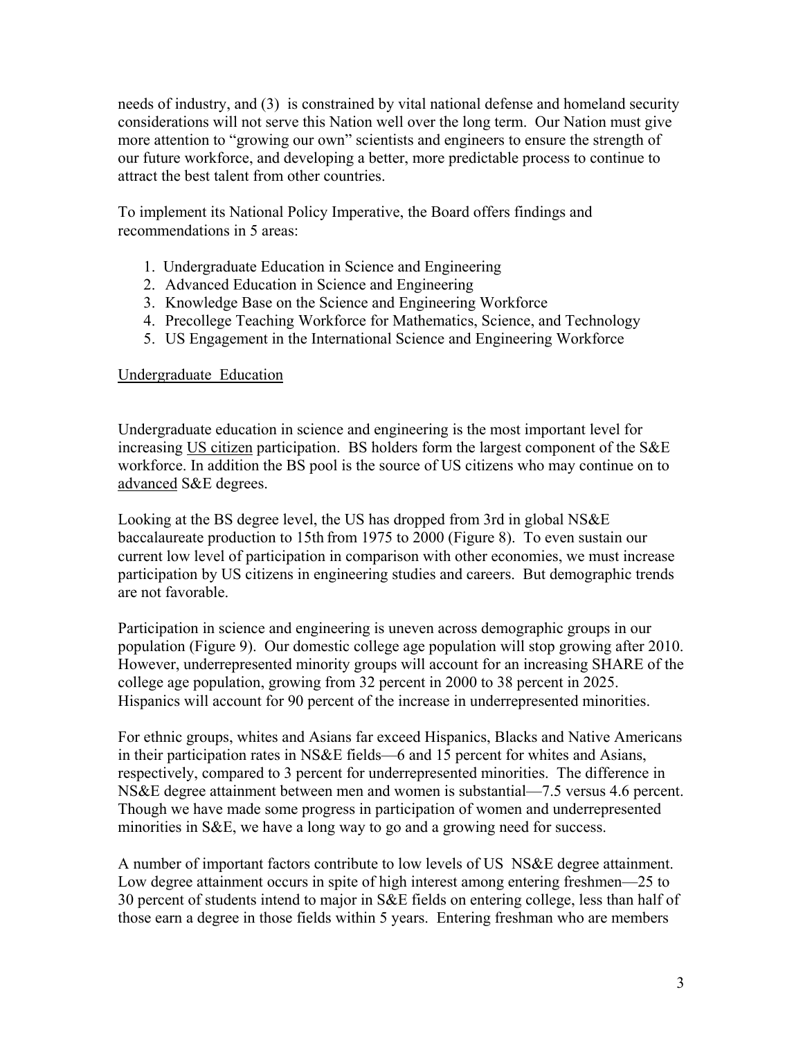needs of industry, and (3) is constrained by vital national defense and homeland security considerations will not serve this Nation well over the long term. Our Nation must give more attention to "growing our own" scientists and engineers to ensure the strength of our future workforce, and developing a better, more predictable process to continue to attract the best talent from other countries.

To implement its National Policy Imperative, the Board offers findings and recommendations in 5 areas:

1. Undergraduate Education in Science and Engineering
2. Advanced Education in Science and Engineering
3. Knowledge Base on the Science and Engineering Workforce
4. Precollege Teaching Workforce for Mathematics, Science, and Technology
5. US Engagement in the International Science and Engineering Workforce

<u>Undergraduate Education</u>

Undergraduate education in science and engineering is the most important level for increasing <u>US citizen</u> participation. BS holders form the largest component of the S&E workforce. In addition the BS pool is the source of US citizens who may continue on to <u>advanced</u> S&E degrees.

Looking at the BS degree level, the US has dropped from 3rd in global NS&E baccalaureate production to 15th from 1975 to 2000 (Figure 8). To even sustain our current low level of participation in comparison with other economies, we must increase participation by US citizens in engineering studies and careers. But demographic trends are not favorable.

Participation in science and engineering is uneven across demographic groups in our population (Figure 9). Our domestic college age population will stop growing after 2010. However, underrepresented minority groups will account for an increasing SHARE of the college age population, growing from 32 percent in 2000 to 38 percent in 2025. Hispanics will account for 90 percent of the increase in underrepresented minorities.

For ethnic groups, whites and Asians far exceed Hispanics, Blacks and Native Americans in their participation rates in NS&E fields—6 and 15 percent for whites and Asians, respectively, compared to 3 percent for underrepresented minorities. The difference in NS&E degree attainment between men and women is substantial—7.5 versus 4.6 percent. Though we have made some progress in participation of women and underrepresented minorities in S&E, we have a long way to go and a growing need for success.

A number of important factors contribute to low levels of US NS&E degree attainment. Low degree attainment occurs in spite of high interest among entering freshmen—25 to 30 percent of students intend to major in S&E fields on entering college, less than half of those earn a degree in those fields within 5 years. Entering freshman who are members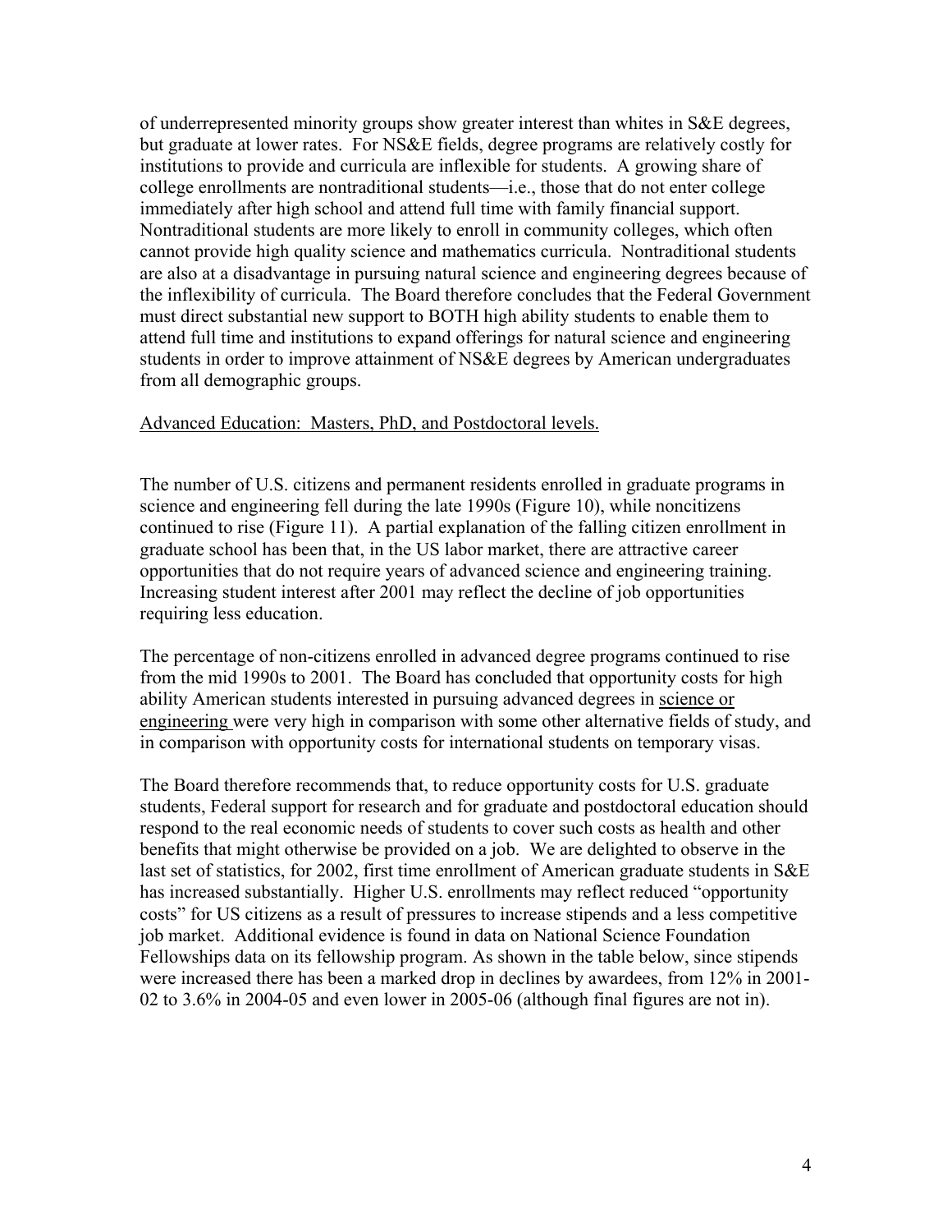of underrepresented minority groups show greater interest than whites in S&E degrees, but graduate at lower rates. For NS&E fields, degree programs are relatively costly for institutions to provide and curricula are inflexible for students. A growing share of college enrollments are nontraditional students—i.e., those that do not enter college immediately after high school and attend full time with family financial support. Nontraditional students are more likely to enroll in community colleges, which often cannot provide high quality science and mathematics curricula. Nontraditional students are also at a disadvantage in pursuing natural science and engineering degrees because of the inflexibility of curricula. The Board therefore concludes that the Federal Government must direct substantial new support to BOTH high ability students to enable them to attend full time and institutions to expand offerings for natural science and engineering students in order to improve attainment of NS&E degrees by American undergraduates from all demographic groups.

<u>Advanced Education: Masters, PhD, and Postdoctoral levels.</u>

The number of U.S. citizens and permanent residents enrolled in graduate programs in science and engineering fell during the late 1990s (Figure 10), while noncitizens continued to rise (Figure 11). A partial explanation of the falling citizen enrollment in graduate school has been that, in the US labor market, there are attractive career opportunities that do not require years of advanced science and engineering training. Increasing student interest after 2001 may reflect the decline of job opportunities requiring less education.

The percentage of non-citizens enrolled in advanced degree programs continued to rise from the mid 1990s to 2001. The Board has concluded that opportunity costs for high ability American students interested in pursuing advanced degrees in <u>science or engineering</u> were very high in comparison with some other alternative fields of study, and in comparison with opportunity costs for international students on temporary visas.

The Board therefore recommends that, to reduce opportunity costs for U.S. graduate students, Federal support for research and for graduate and postdoctoral education should respond to the real economic needs of students to cover such costs as health and other benefits that might otherwise be provided on a job. We are delighted to observe in the last set of statistics, for 2002, first time enrollment of American graduate students in S&E has increased substantially. Higher U.S. enrollments may reflect reduced "opportunity costs" for US citizens as a result of pressures to increase stipends and a less competitive job market. Additional evidence is found in data on National Science Foundation Fellowships data on its fellowship program. As shown in the table below, since stipends were increased there has been a marked drop in declines by awardees, from 12% in 2001-02 to 3.6% in 2004-05 and even lower in 2005-06 (although final figures are not in).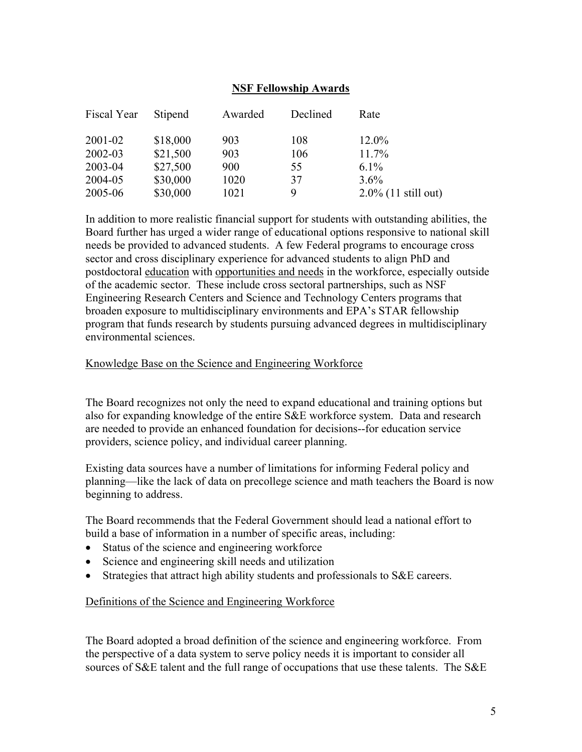**NSF Fellowship Awards**

| Fiscal Year | Stipend | Awarded | Declined | Rate |
|---|---|---|---|---|
| 2001-02 | $18,000 | 903 | 108 | 12.0% |
| 2002-03 | $21,500 | 903 | 106 | 11.7% |
| 2003-04 | $27,500 | 900 | 55 | 6.1% |
| 2004-05 | $30,000 | 1020 | 37 | 3.6% |
| 2005-06 | $30,000 | 1021 | 9 | 2.0% (11 still out) |

In addition to more realistic financial support for students with outstanding abilities, the Board further has urged a wider range of educational options responsive to national skill needs be provided to advanced students. A few Federal programs to encourage cross sector and cross disciplinary experience for advanced students to align PhD and postdoctoral <u>education</u> with <u>opportunities and needs</u> in the workforce, especially outside of the academic sector. These include cross sectoral partnerships, such as NSF Engineering Research Centers and Science and Technology Centers programs that broaden exposure to multidisciplinary environments and EPA's STAR fellowship program that funds research by students pursuing advanced degrees in multidisciplinary environmental sciences.

<u>Knowledge Base on the Science and Engineering Workforce</u>

The Board recognizes not only the need to expand educational and training options but also for expanding knowledge of the entire S&E workforce system. Data and research are needed to provide an enhanced foundation for decisions--for education service providers, science policy, and individual career planning.

Existing data sources have a number of limitations for informing Federal policy and planning—like the lack of data on precollege science and math teachers the Board is now beginning to address.

The Board recommends that the Federal Government should lead a national effort to build a base of information in a number of specific areas, including:

- Status of the science and engineering workforce
- Science and engineering skill needs and utilization
- Strategies that attract high ability students and professionals to S&E careers.

<u>Definitions of the Science and Engineering Workforce</u>

The Board adopted a broad definition of the science and engineering workforce. From the perspective of a data system to serve policy needs it is important to consider all sources of S&E talent and the full range of occupations that use these talents. The S&E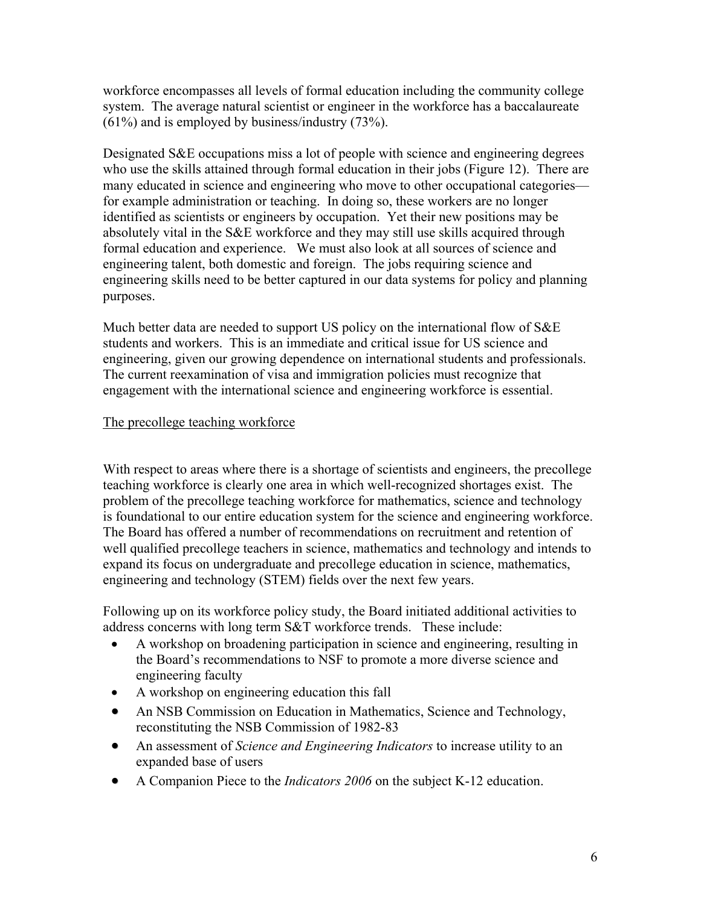workforce encompasses all levels of formal education including the community college system. The average natural scientist or engineer in the workforce has a baccalaureate (61%) and is employed by business/industry (73%).

Designated S&E occupations miss a lot of people with science and engineering degrees who use the skills attained through formal education in their jobs (Figure 12). There are many educated in science and engineering who move to other occupational categories—for example administration or teaching. In doing so, these workers are no longer identified as scientists or engineers by occupation. Yet their new positions may be absolutely vital in the S&E workforce and they may still use skills acquired through formal education and experience. We must also look at all sources of science and engineering talent, both domestic and foreign. The jobs requiring science and engineering skills need to be better captured in our data systems for policy and planning purposes.

Much better data are needed to support US policy on the international flow of S&E students and workers. This is an immediate and critical issue for US science and engineering, given our growing dependence on international students and professionals. The current reexamination of visa and immigration policies must recognize that engagement with the international science and engineering workforce is essential.

<u>The precollege teaching workforce</u>

With respect to areas where there is a shortage of scientists and engineers, the precollege teaching workforce is clearly one area in which well-recognized shortages exist. The problem of the precollege teaching workforce for mathematics, science and technology is foundational to our entire education system for the science and engineering workforce. The Board has offered a number of recommendations on recruitment and retention of well qualified precollege teachers in science, mathematics and technology and intends to expand its focus on undergraduate and precollege education in science, mathematics, engineering and technology (STEM) fields over the next few years.

Following up on its workforce policy study, the Board initiated additional activities to address concerns with long term S&T workforce trends. These include:

- A workshop on broadening participation in science and engineering, resulting in the Board's recommendations to NSF to promote a more diverse science and engineering faculty
- A workshop on engineering education this fall
- An NSB Commission on Education in Mathematics, Science and Technology, reconstituting the NSB Commission of 1982-83
- An assessment of *Science and Engineering Indicators* to increase utility to an expanded base of users
- A Companion Piece to the *Indicators 2006* on the subject K-12 education.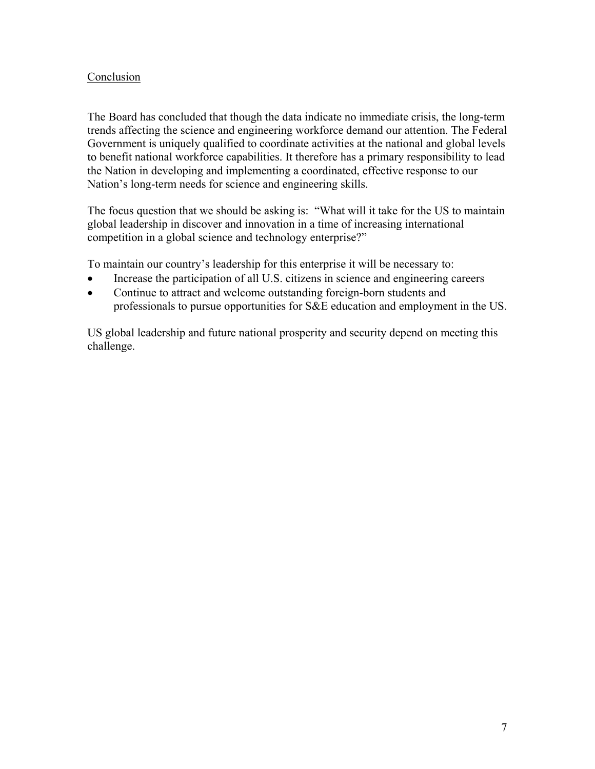## Conclusion

The Board has concluded that though the data indicate no immediate crisis, the long-term trends affecting the science and engineering workforce demand our attention. The Federal Government is uniquely qualified to coordinate activities at the national and global levels to benefit national workforce capabilities. It therefore has a primary responsibility to lead the Nation in developing and implementing a coordinated, effective response to our Nation's long-term needs for science and engineering skills.

The focus question that we should be asking is: "What will it take for the US to maintain global leadership in discover and innovation in a time of increasing international competition in a global science and technology enterprise?"

To maintain our country's leadership for this enterprise it will be necessary to:

- Increase the participation of all U.S. citizens in science and engineering careers
- Continue to attract and welcome outstanding foreign-born students and professionals to pursue opportunities for S&E education and employment in the US.

US global leadership and future national prosperity and security depend on meeting this challenge.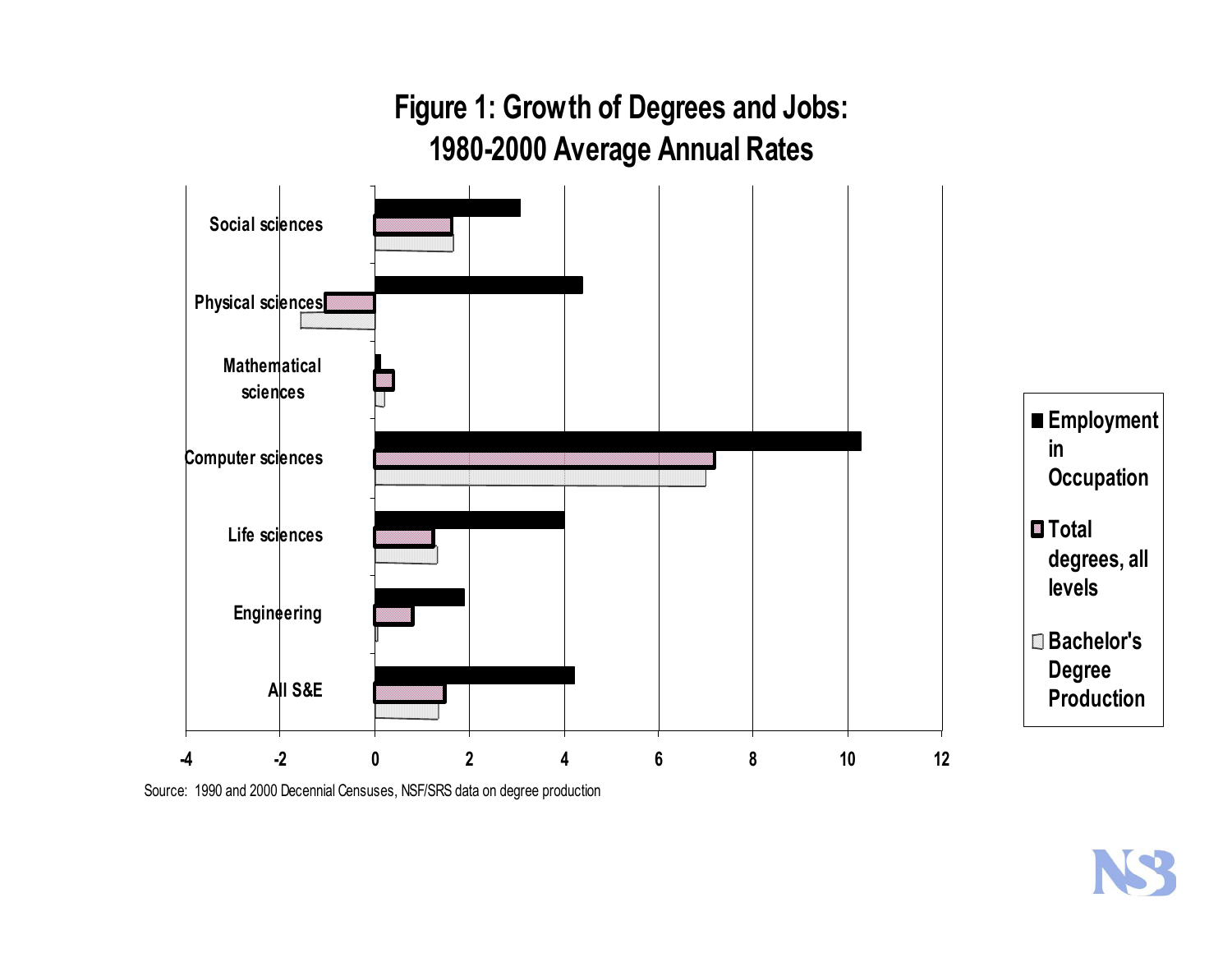# Figure 1: Growth of Degrees and Jobs: 1980-2000 Average Annual Rates

Source: 1990 and 2000 Decennial Censuses, NSF/SRS data on degree production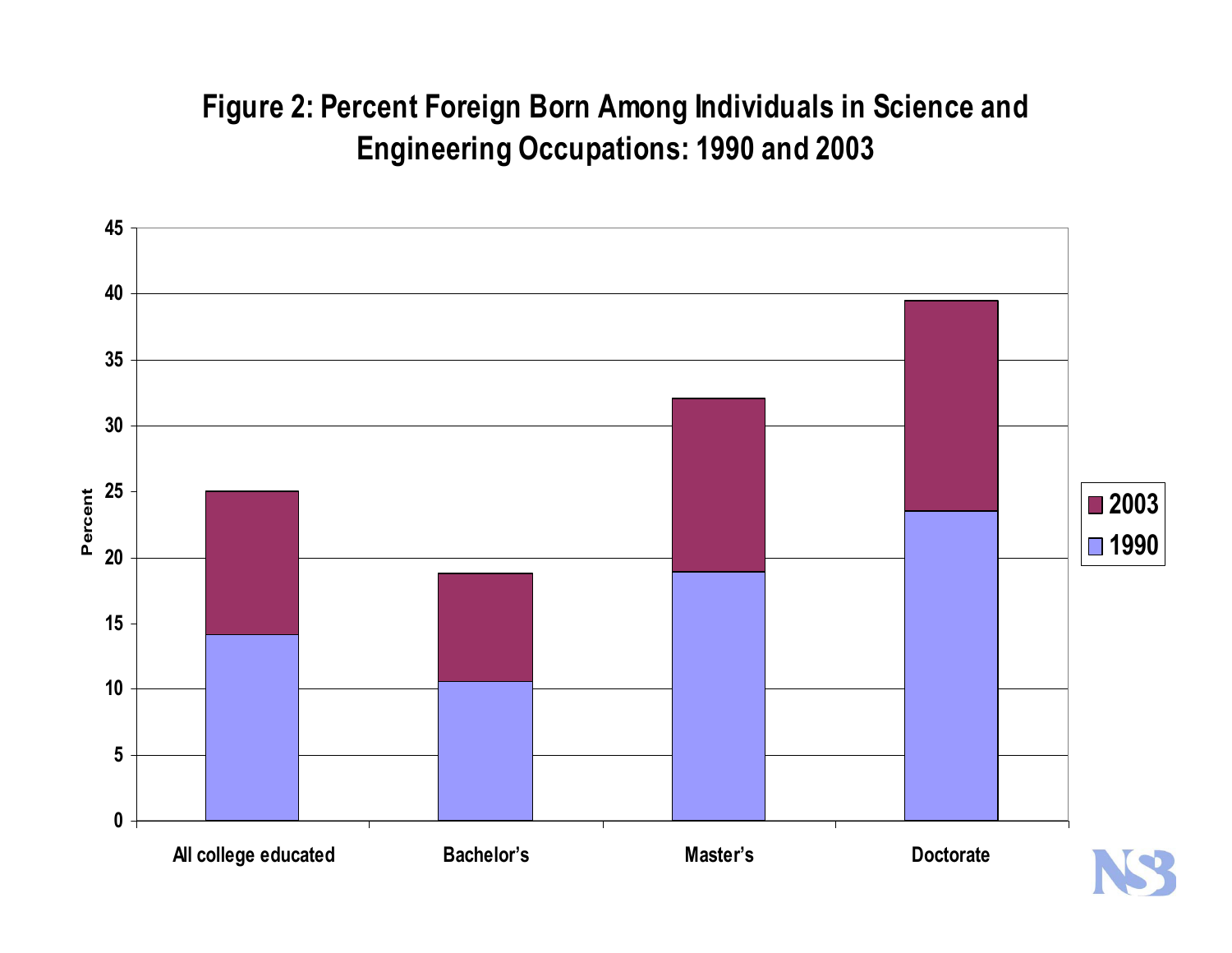# Figure 2: Percent Foreign Born Among Individuals in Science and Engineering Occupations: 1990 and 2003

| | 1990 | 2003 |
|---|---|---|
| All college educated | 14.1 | 25.0 |
| Bachelor's | 10.6 | 18.8 |
| Master's | 18.9 | 32.1 |
| Doctorate | 23.5 | 39.5 |

*Values are approximate, read from the bar chart (Percent, axis 0–45).*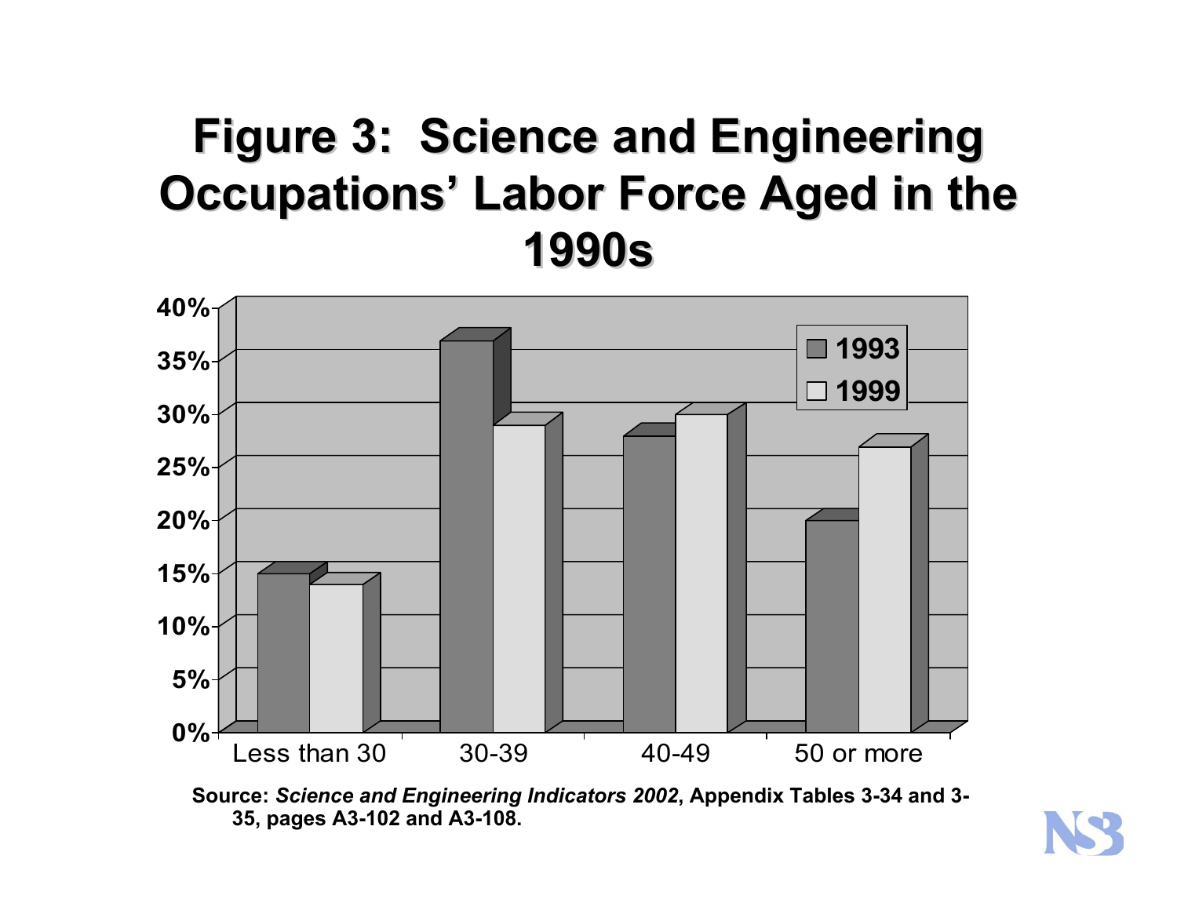# Figure 3: Science and Engineering Occupations' Labor Force Aged in the 1990s

| Age | 1993 | 1999 |
|---|---|---|
| Less than 30 | 15% | 14% |
| 30-39 | 37% | 29% |
| 40-49 | 28% | 30% |
| 50 or more | 20% | 27% |

**Source:** ***Science and Engineering Indicators 2002*****, Appendix Tables 3-34 and 3-35, pages A3-102 and A3-108.**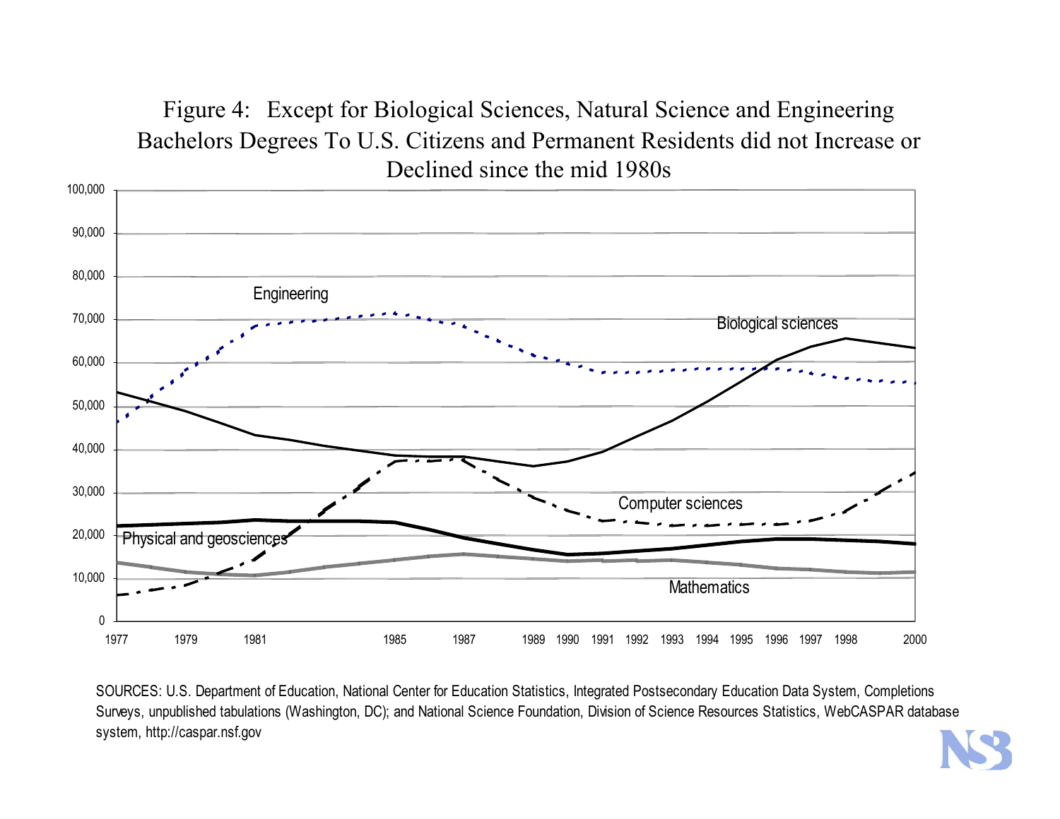# Figure 4: Except for Biological Sciences, Natural Science and Engineering Bachelors Degrees To U.S. Citizens and Permanent Residents did not Increase or Declined since the mid 1980s

SOURCES: U.S. Department of Education, National Center for Education Statistics, Integrated Postsecondary Education Data System, Completions Surveys, unpublished tabulations (Washington, DC); and National Science Foundation, Division of Science Resources Statistics, WebCASPAR database system, http://caspar.nsf.gov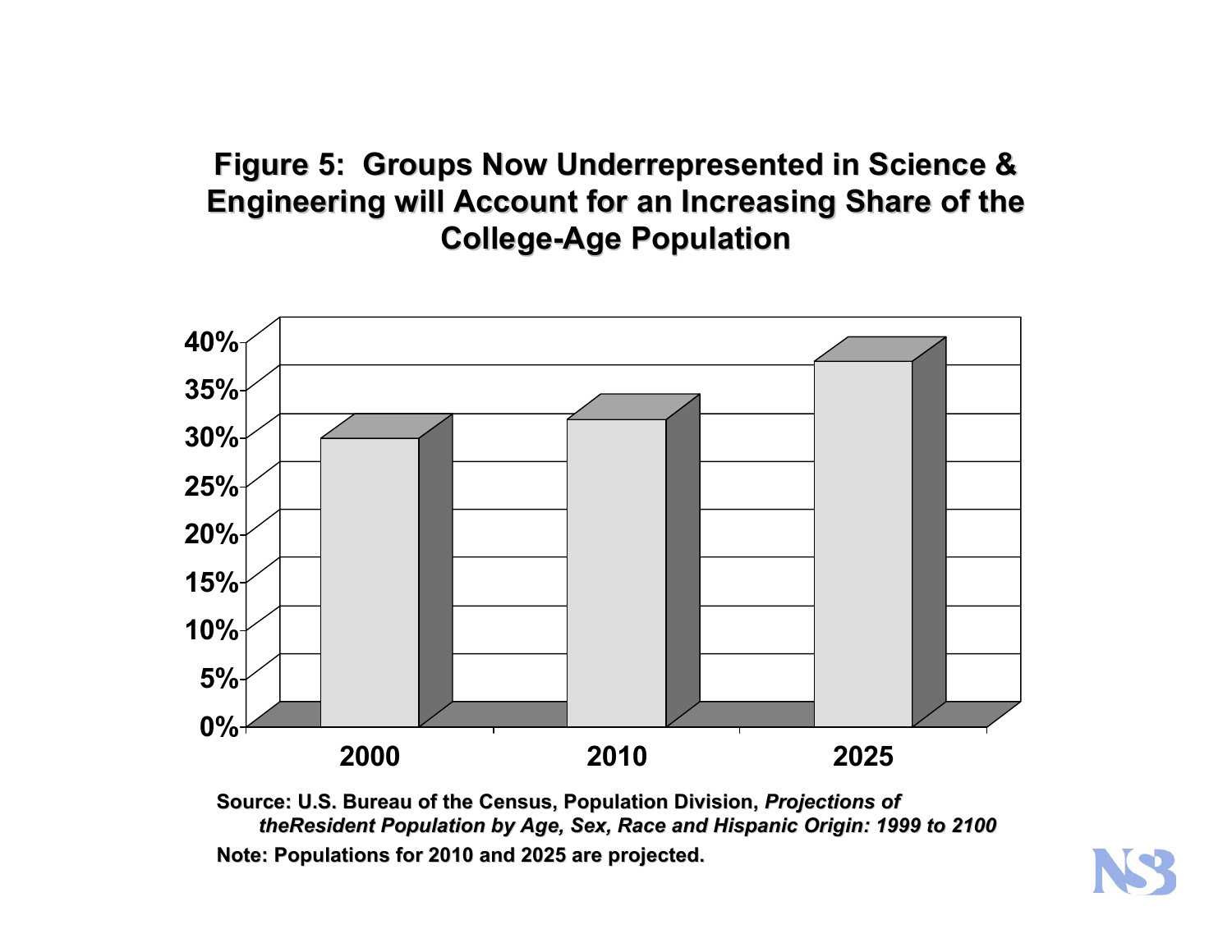## Figure 5: Groups Now Underrepresented in Science & Engineering will Account for an Increasing Share of the College-Age Population

40%
35%
30%
25%
20%
15%
10%
5%
0%

2000 2010 2025

Source: U.S. Bureau of the Census, Population Division, *Projections of theResident Population by Age, Sex, Race and Hispanic Origin: 1999 to 2100*

Note: Populations for 2010 and 2025 are projected.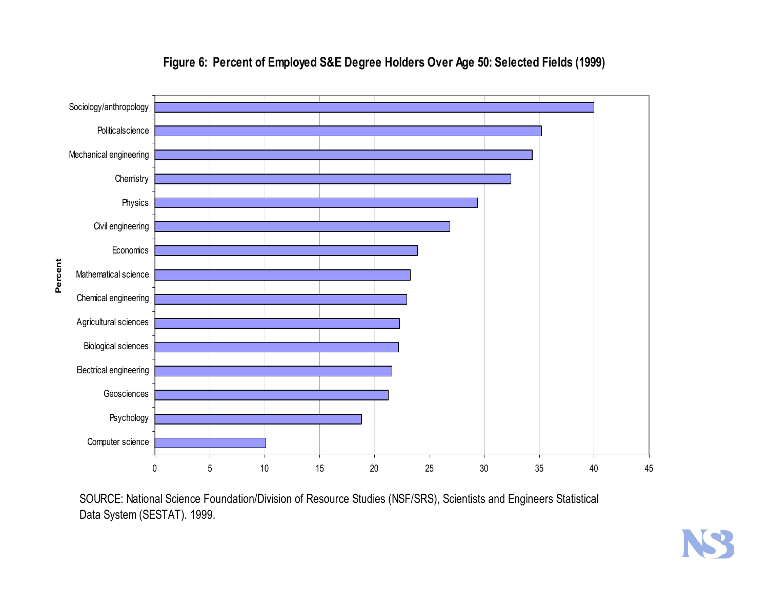## Figure 6: Percent of Employed S&E Degree Holders Over Age 50: Selected Fields (1999)

| Field | Percent |
|---|---|
| Sociology/anthropology | 40 |
| Politicalscience | 35.2 |
| Mechanical engineering | 34.4 |
| Chemistry | 32.4 |
| Physics | 29.4 |
| Civil engineering | 26.9 |
| Economics | 23.9 |
| Mathematical science | 23.3 |
| Chemical engineering | 23 |
| Agricultural sciences | 22.3 |
| Biological sciences | 22.2 |
| Electrical engineering | 21.6 |
| Geosciences | 21.3 |
| Psychology | 18.8 |
| Computer science | 10.1 |

SOURCE: National Science Foundation/Division of Resource Studies (NSF/SRS), Scientists and Engineers Statistical Data System (SESTAT). 1999.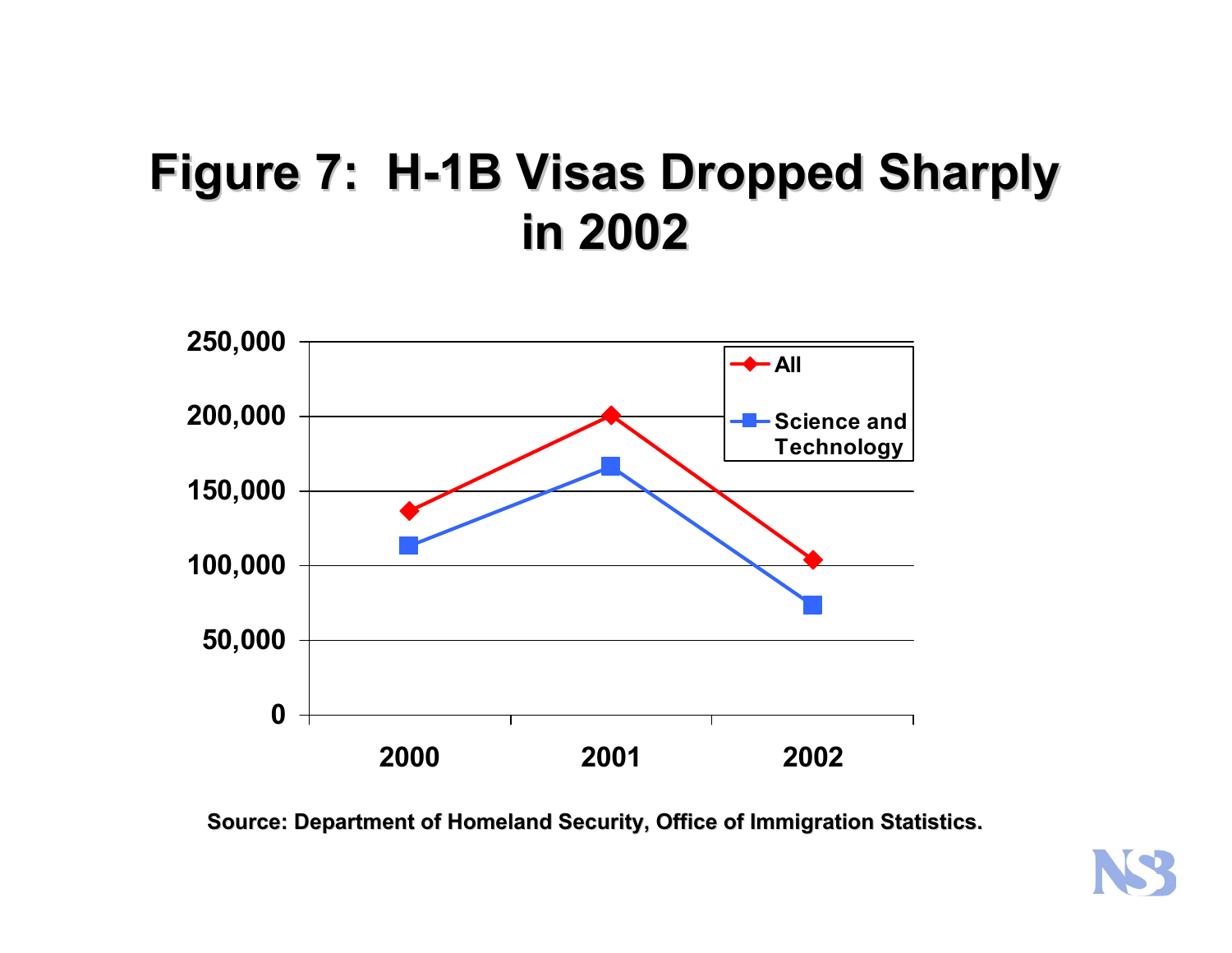# Figure 7: H-1B Visas Dropped Sharply in 2002

Source: Department of Homeland Security, Office of Immigration Statistics.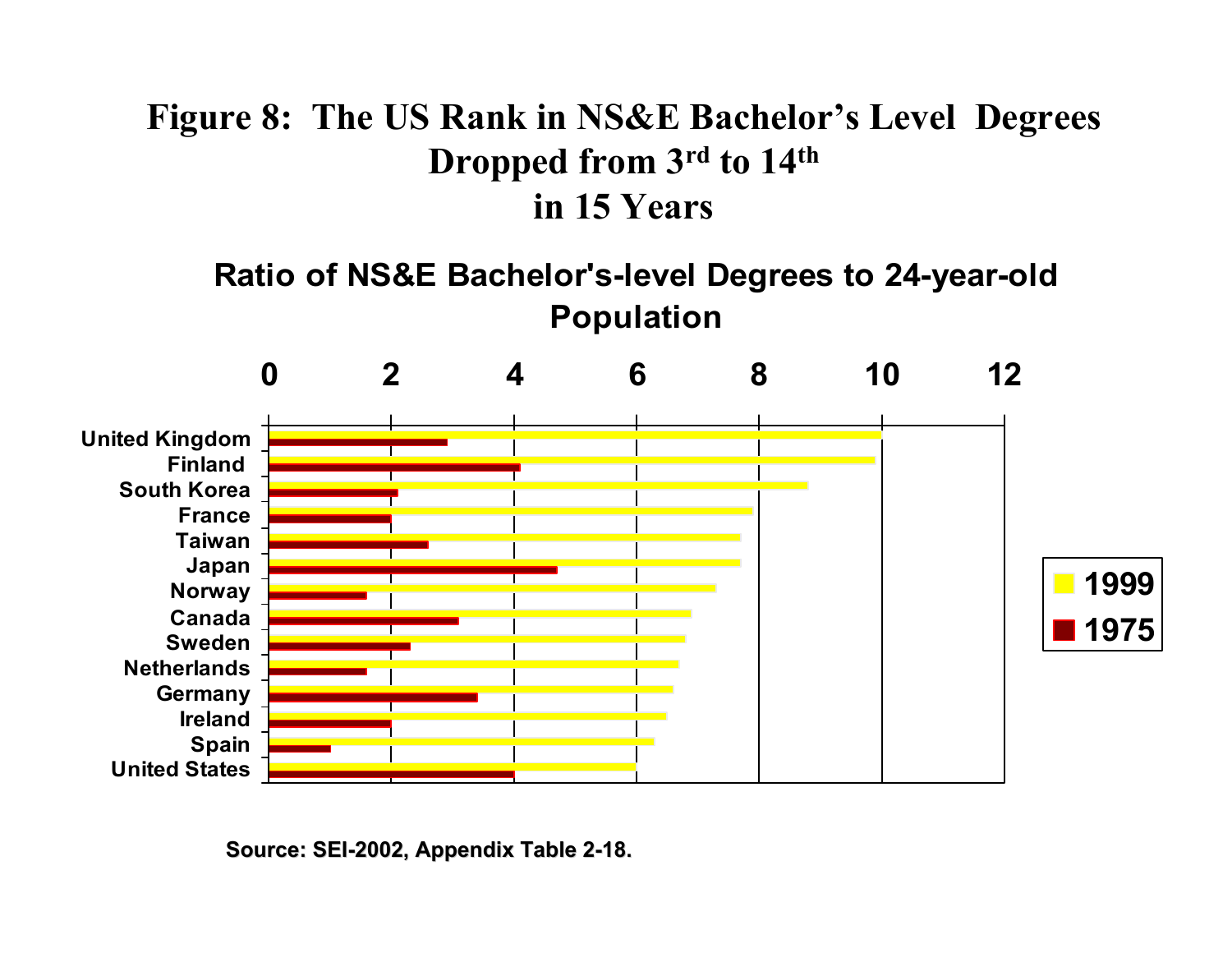# Figure 8: The US Rank in NS&E Bachelor's Level Degrees Dropped from 3rd to 14th in 15 Years

**Ratio of NS&E Bachelor's-level Degrees to 24-year-old Population**

| Country | 1999 | 1975 |
|---|---|---|
| United Kingdom | | |
| Finland | | |
| South Korea | | |
| France | | |
| Taiwan | | |
| Japan | | |
| Norway | | |
| Canada | | |
| Sweden | | |
| Netherlands | | |
| Germany | | |
| Ireland | | |
| Spain | | |
| United States | | |

Source: SEI-2002, Appendix Table 2-18.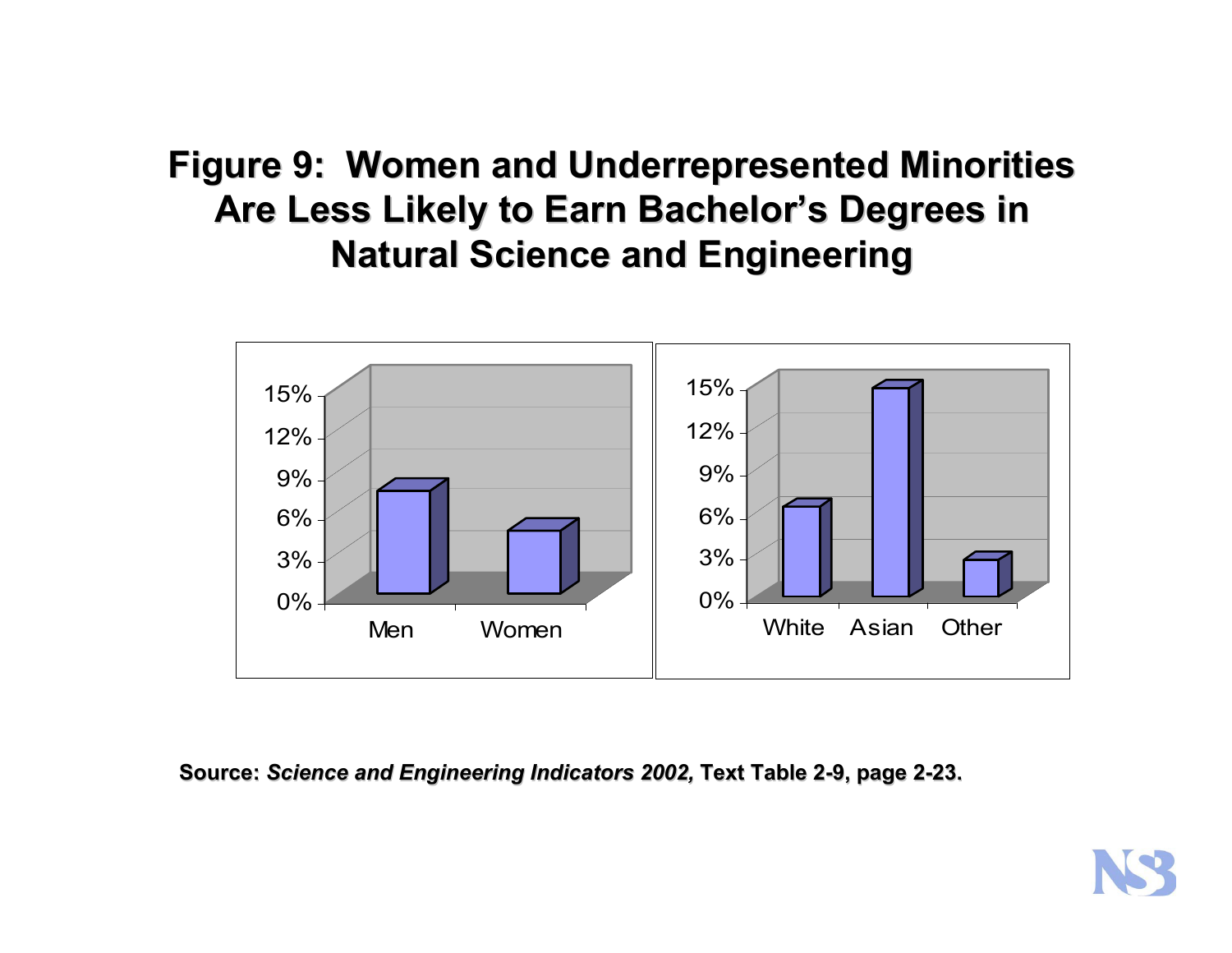# Figure 9: Women and Underrepresented Minorities Are Less Likely to Earn Bachelor's Degrees in Natural Science and Engineering

15%
12%
9%
6%
3%
0%

Men Women

15%
12%
9%
6%
3%
0%

White Asian Other

**Source:** ***Science and Engineering Indicators 2002,*** **Text Table 2-9, page 2-23.**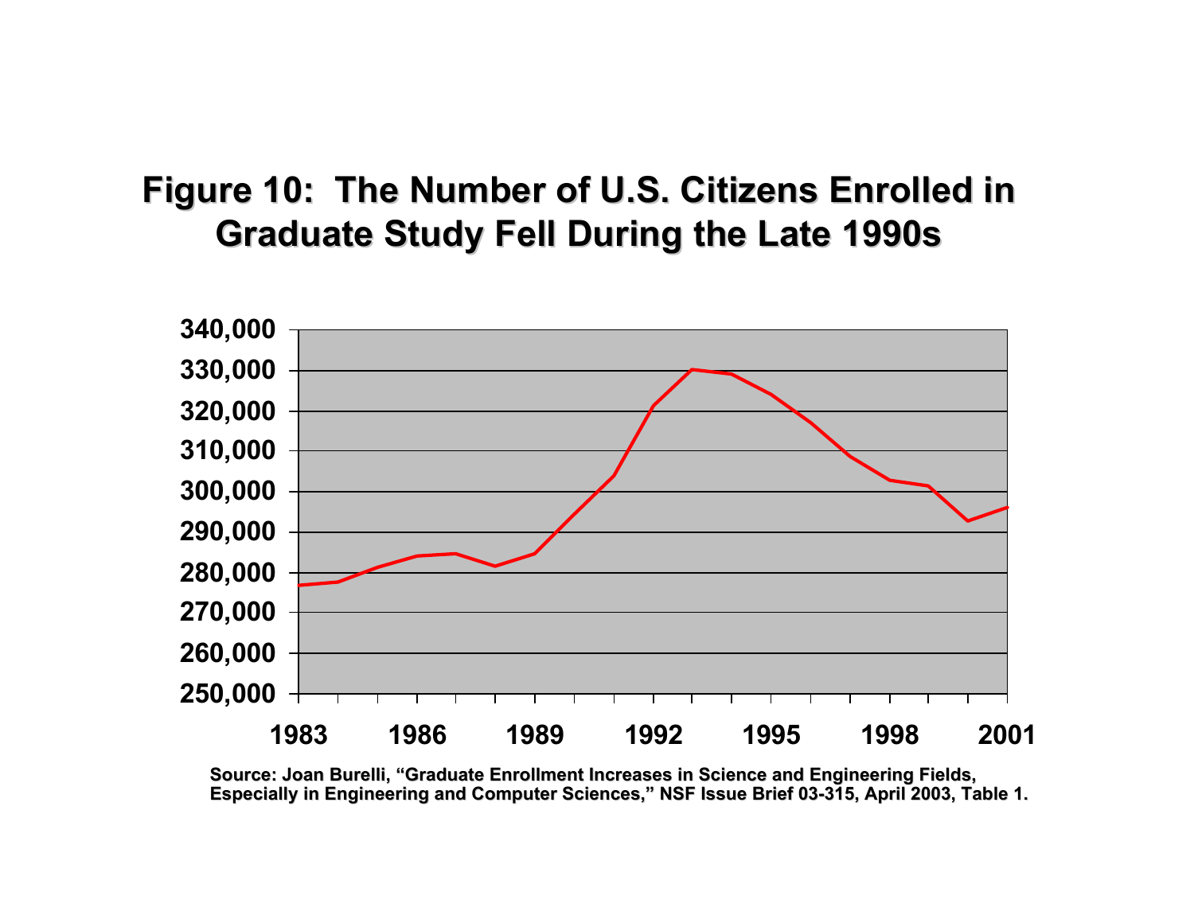## Figure 10: The Number of U.S. Citizens Enrolled in Graduate Study Fell During the Late 1990s

Source: Joan Burelli, "Graduate Enrollment Increases in Science and Engineering Fields, Especially in Engineering and Computer Sciences," NSF Issue Brief 03-315, April 2003, Table 1.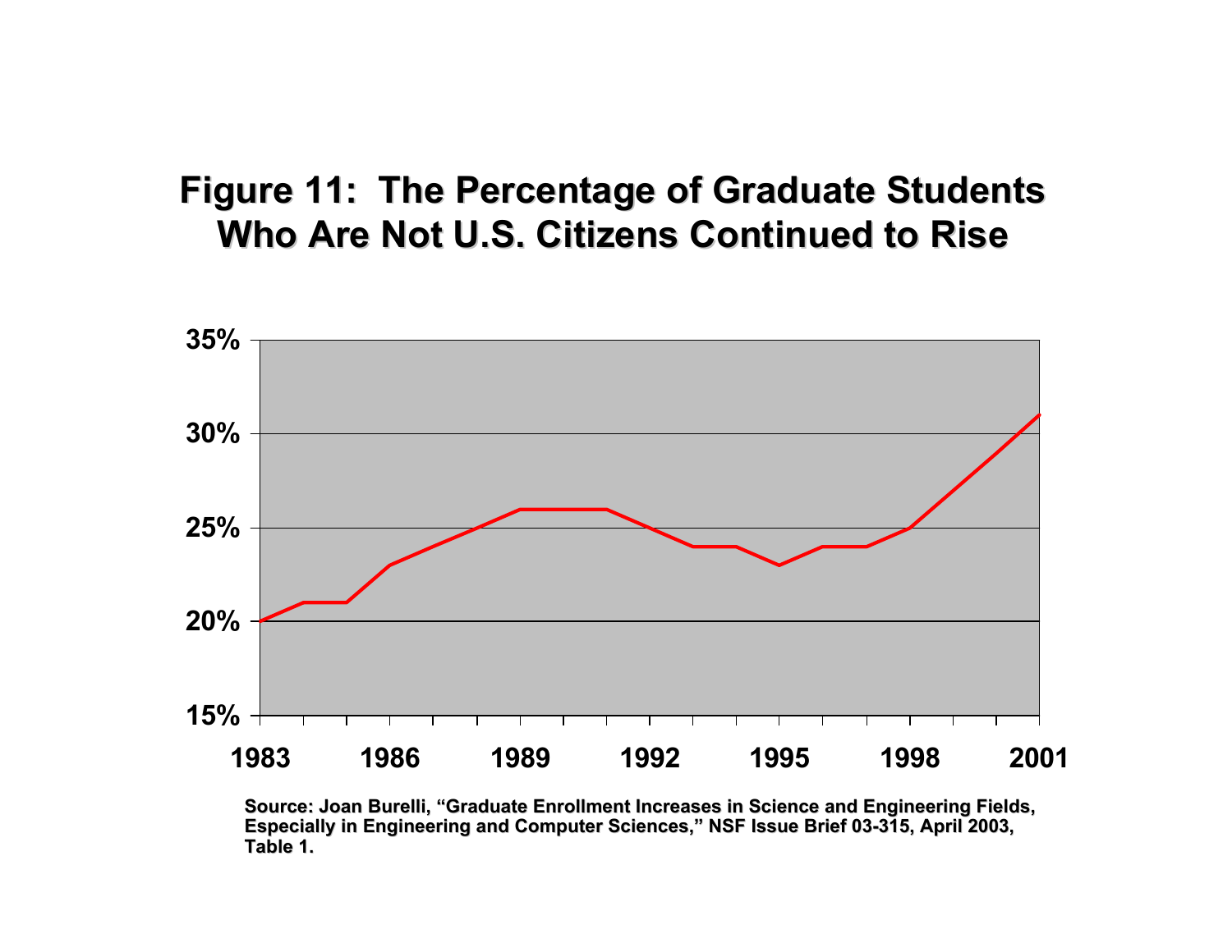# Figure 11: The Percentage of Graduate Students Who Are Not U.S. Citizens Continued to Rise

Source: Joan Burelli, "Graduate Enrollment Increases in Science and Engineering Fields, Especially in Engineering and Computer Sciences," NSF Issue Brief 03-315, April 2003, Table 1.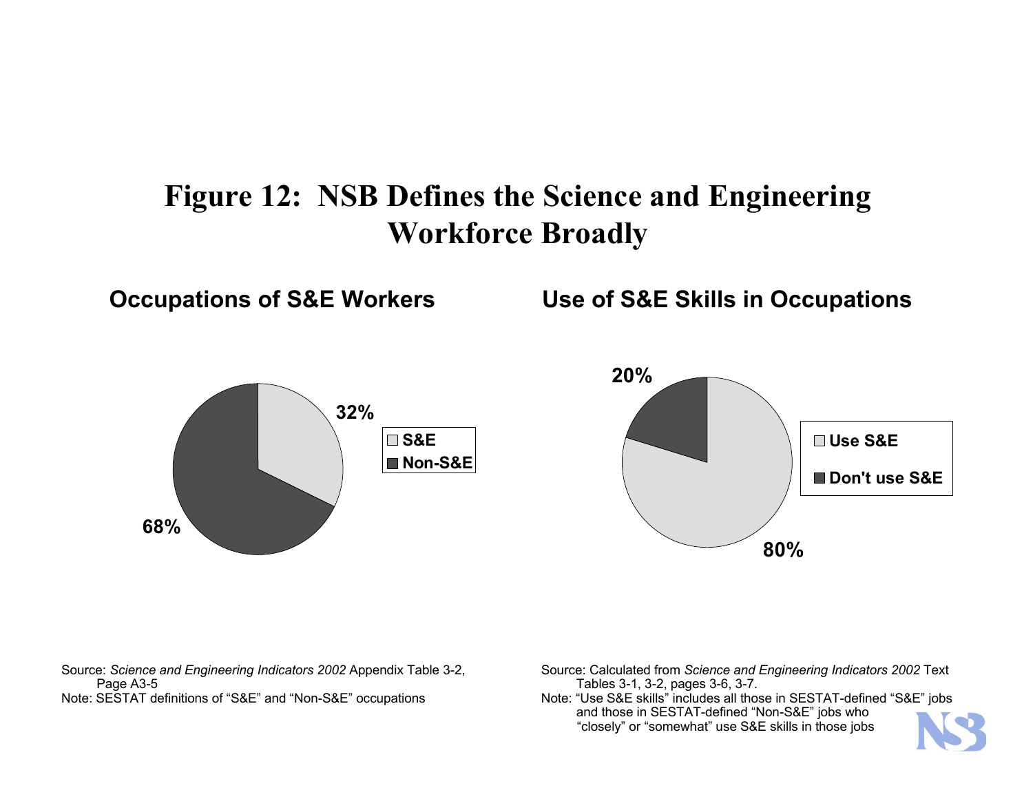# Figure 12: NSB Defines the Science and Engineering Workforce Broadly

### Occupations of S&E Workers

| Category | Share |
|---|---|
| S&E | 32% |
| Non-S&E | 68% |

Source: *Science and Engineering Indicators 2002* Appendix Table 3-2, Page A3-5
Note: SESTAT definitions of "S&E" and "Non-S&E" occupations

### Use of S&E Skills in Occupations

| Category | Share |
|---|---|
| Use S&E | 80% |
| Don't use S&E | 20% |

Source: Calculated from *Science and Engineering Indicators 2002* Text Tables 3-1, 3-2, pages 3-6, 3-7.
Note: "Use S&E skills" includes all those in SESTAT-defined "S&E" jobs and those in SESTAT-defined "Non-S&E" jobs who "closely" or "somewhat" use S&E skills in those jobs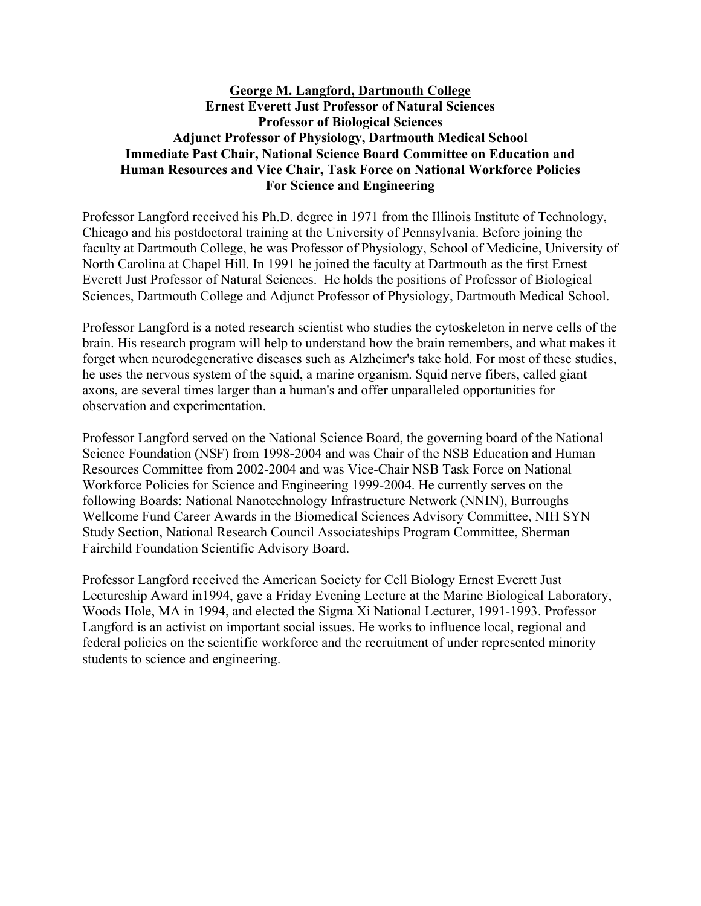**<u>George M. Langford, Dartmouth College</u>**
**Ernest Everett Just Professor of Natural Sciences**
**Professor of Biological Sciences**
**Adjunct Professor of Physiology, Dartmouth Medical School**
**Immediate Past Chair, National Science Board Committee on Education and Human Resources and Vice Chair, Task Force on National Workforce Policies For Science and Engineering**

Professor Langford received his Ph.D. degree in 1971 from the Illinois Institute of Technology, Chicago and his postdoctoral training at the University of Pennsylvania. Before joining the faculty at Dartmouth College, he was Professor of Physiology, School of Medicine, University of North Carolina at Chapel Hill. In 1991 he joined the faculty at Dartmouth as the first Ernest Everett Just Professor of Natural Sciences. He holds the positions of Professor of Biological Sciences, Dartmouth College and Adjunct Professor of Physiology, Dartmouth Medical School.

Professor Langford is a noted research scientist who studies the cytoskeleton in nerve cells of the brain. His research program will help to understand how the brain remembers, and what makes it forget when neurodegenerative diseases such as Alzheimer's take hold. For most of these studies, he uses the nervous system of the squid, a marine organism. Squid nerve fibers, called giant axons, are several times larger than a human's and offer unparalleled opportunities for observation and experimentation.

Professor Langford served on the National Science Board, the governing board of the National Science Foundation (NSF) from 1998-2004 and was Chair of the NSB Education and Human Resources Committee from 2002-2004 and was Vice-Chair NSB Task Force on National Workforce Policies for Science and Engineering 1999-2004. He currently serves on the following Boards: National Nanotechnology Infrastructure Network (NNIN), Burroughs Wellcome Fund Career Awards in the Biomedical Sciences Advisory Committee, NIH SYN Study Section, National Research Council Associateships Program Committee, Sherman Fairchild Foundation Scientific Advisory Board.

Professor Langford received the American Society for Cell Biology Ernest Everett Just Lectureship Award in1994, gave a Friday Evening Lecture at the Marine Biological Laboratory, Woods Hole, MA in 1994, and elected the Sigma Xi National Lecturer, 1991-1993. Professor Langford is an activist on important social issues. He works to influence local, regional and federal policies on the scientific workforce and the recruitment of under represented minority students to science and engineering.